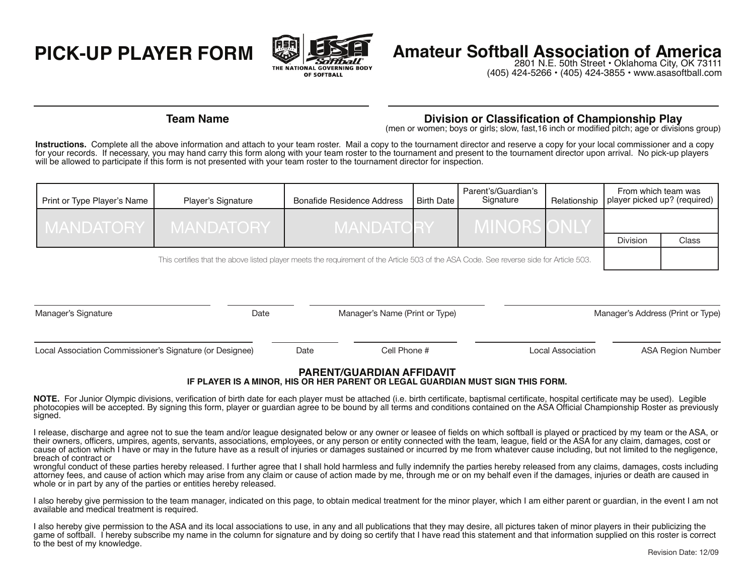# PICK-UP PLAYER FORM

THE NATIONAL GOVERNING BODY OF SOFTBALL

## Amateur Softball Association of America

2801 N.E. 50th Street • Oklahoma City, OK 73111
(405) 424-5266 • (405) 424-3855 • www.asasoftball.com

**Team Name**

**Division or Classification of Championship Play**
(men or women; boys or girls; slow, fast,16 inch or modified pitch; age or divisions group)

**Instructions.** Complete all the above information and attach to your team roster. Mail a copy to the tournament director and reserve a copy for your local commissioner and a copy for your records. If necessary, you may hand carry this form along with your team roster to the tournament and present to the tournament director upon arrival. No pick-up players will be allowed to participate if this form is not presented with your team roster to the tournament director for inspection.

| Print or Type Player's Name | Player's Signature | Bonafide Residence Address | Birth Date | Parent's/Guardian's Signature | Relationship | From which team was player picked up? (required) | |
|---|---|---|---|---|---|---|---|
| MANDATORY | MANDATORY | MANDATORY | | MINORS ONLY | | | |
| | | | | | | Division | Class |
| | | | | | | | |

This certifies that the above listed player meets the requirement of the Article 503 of the ASA Code. See reverse side for Article 503.

Manager's Signature &nbsp;&nbsp; Date &nbsp;&nbsp; Manager's Name (Print or Type) &nbsp;&nbsp; Manager's Address (Print or Type)

Local Association Commissioner's Signature (or Designee) &nbsp;&nbsp; Date &nbsp;&nbsp; Cell Phone # &nbsp;&nbsp; Local Association &nbsp;&nbsp; ASA Region Number

### PARENT/GUARDIAN AFFIDAVIT

**IF PLAYER IS A MINOR, HIS OR HER PARENT OR LEGAL GUARDIAN MUST SIGN THIS FORM.**

**NOTE.** For Junior Olympic divisions, verification of birth date for each player must be attached (i.e. birth certificate, baptismal certificate, hospital certificate may be used). Legible photocopies will be accepted. By signing this form, player or guardian agree to be bound by all terms and conditions contained on the ASA Official Championship Roster as previously signed.

I release, discharge and agree not to sue the team and/or league designated below or any owner or leasee of fields on which softball is played or practiced by my team or the ASA, or their owners, officers, umpires, agents, servants, associations, employees, or any person or entity connected with the team, league, field or the ASA for any claim, damages, cost or cause of action which I have or may in the future have as a result of injuries or damages sustained or incurred by me from whatever cause including, but not limited to the negligence, breach of contract or
wrongful conduct of these parties hereby released. I further agree that I shall hold harmless and fully indemnify the parties hereby released from any claims, damages, costs including attorney fees, and cause of action which may arise from any claim or cause of action made by me, through me or on my behalf even if the damages, injuries or death are caused in whole or in part by any of the parties or entities hereby released.

I also hereby give permission to the team manager, indicated on this page, to obtain medical treatment for the minor player, which I am either parent or guardian, in the event I am not available and medical treatment is required.

I also hereby give permission to the ASA and its local associations to use, in any and all publications that they may desire, all pictures taken of minor players in their publicizing the game of softball. I hereby subscribe my name in the column for signature and by doing so certify that I have read this statement and that information supplied on this roster is correct to the best of my knowledge.

Revision Date: 12/09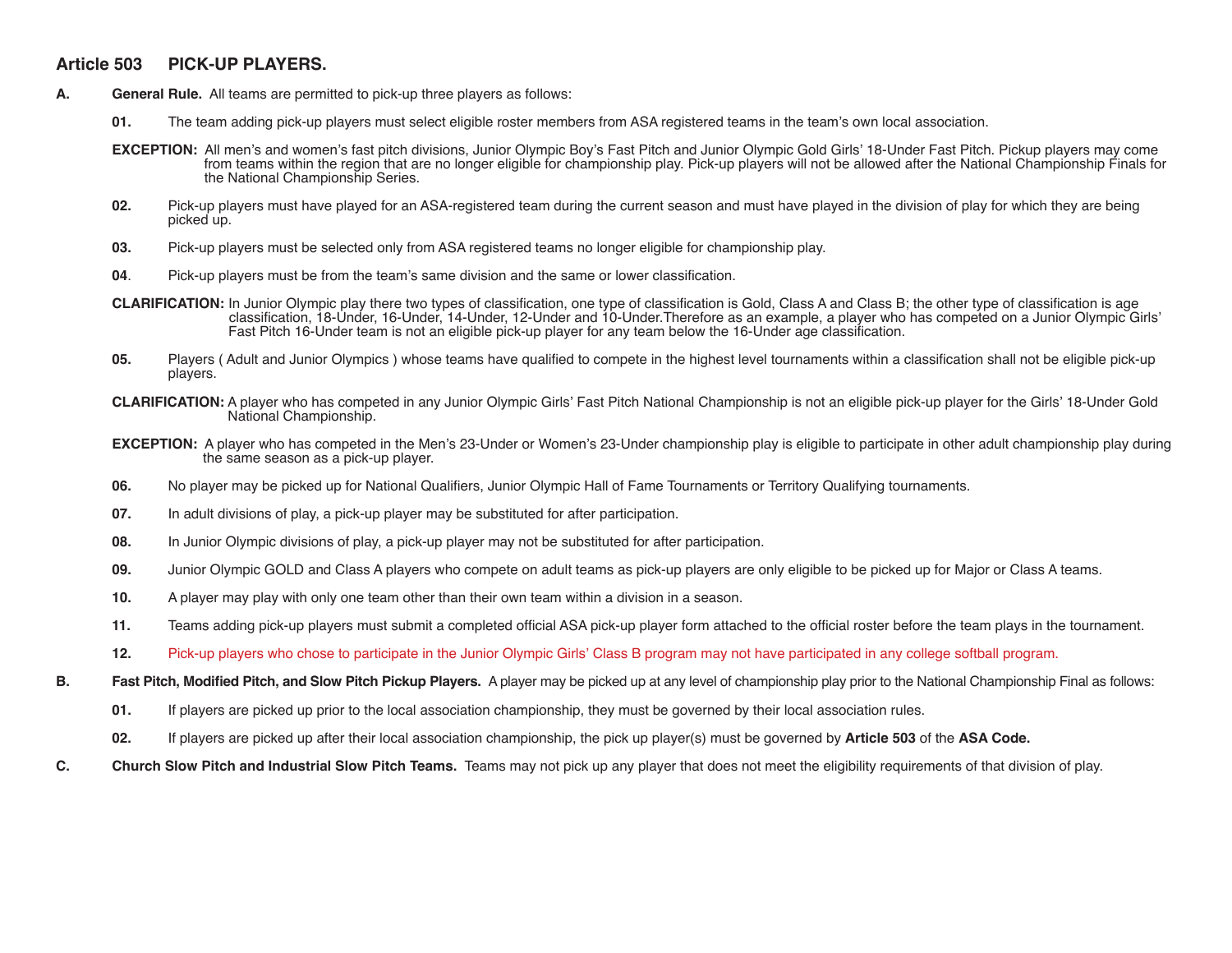## Article 503 PICK-UP PLAYERS.

**A. General Rule.** All teams are permitted to pick-up three players as follows:

**01.** The team adding pick-up players must select eligible roster members from ASA registered teams in the team's own local association.

**EXCEPTION:** All men's and women's fast pitch divisions, Junior Olympic Boy's Fast Pitch and Junior Olympic Gold Girls' 18-Under Fast Pitch. Pickup players may come from teams within the region that are no longer eligible for championship play. Pick-up players will not be allowed after the National Championship Finals for the National Championship Series.

**02.** Pick-up players must have played for an ASA-registered team during the current season and must have played in the division of play for which they are being picked up.

**03.** Pick-up players must be selected only from ASA registered teams no longer eligible for championship play.

**04**. Pick-up players must be from the team's same division and the same or lower classification.

**CLARIFICATION:** In Junior Olympic play there two types of classification, one type of classification is Gold, Class A and Class B; the other type of classification is age classification, 18-Under, 16-Under, 14-Under, 12-Under and 10-Under.Therefore as an example, a player who has competed on a Junior Olympic Girls' Fast Pitch 16-Under team is not an eligible pick-up player for any team below the 16-Under age classification.

**05.** Players ( Adult and Junior Olympics ) whose teams have qualified to compete in the highest level tournaments within a classification shall not be eligible pick-up players.

**CLARIFICATION:** A player who has competed in any Junior Olympic Girls' Fast Pitch National Championship is not an eligible pick-up player for the Girls' 18-Under Gold National Championship.

**EXCEPTION:** A player who has competed in the Men's 23-Under or Women's 23-Under championship play is eligible to participate in other adult championship play during the same season as a pick-up player.

**06.** No player may be picked up for National Qualifiers, Junior Olympic Hall of Fame Tournaments or Territory Qualifying tournaments.

**07.** In adult divisions of play, a pick-up player may be substituted for after participation.

**08.** In Junior Olympic divisions of play, a pick-up player may not be substituted for after participation.

**09.** Junior Olympic GOLD and Class A players who compete on adult teams as pick-up players are only eligible to be picked up for Major or Class A teams.

**10.** A player may play with only one team other than their own team within a division in a season.

**11.** Teams adding pick-up players must submit a completed official ASA pick-up player form attached to the official roster before the team plays in the tournament.

**12.** Pick-up players who chose to participate in the Junior Olympic Girls' Class B program may not have participated in any college softball program.

**B. Fast Pitch, Modified Pitch, and Slow Pitch Pickup Players.** A player may be picked up at any level of championship play prior to the National Championship Final as follows:

**01.** If players are picked up prior to the local association championship, they must be governed by their local association rules.

**02.** If players are picked up after their local association championship, the pick up player(s) must be governed by **Article 503** of the **ASA Code.**

**C. Church Slow Pitch and Industrial Slow Pitch Teams.** Teams may not pick up any player that does not meet the eligibility requirements of that division of play.